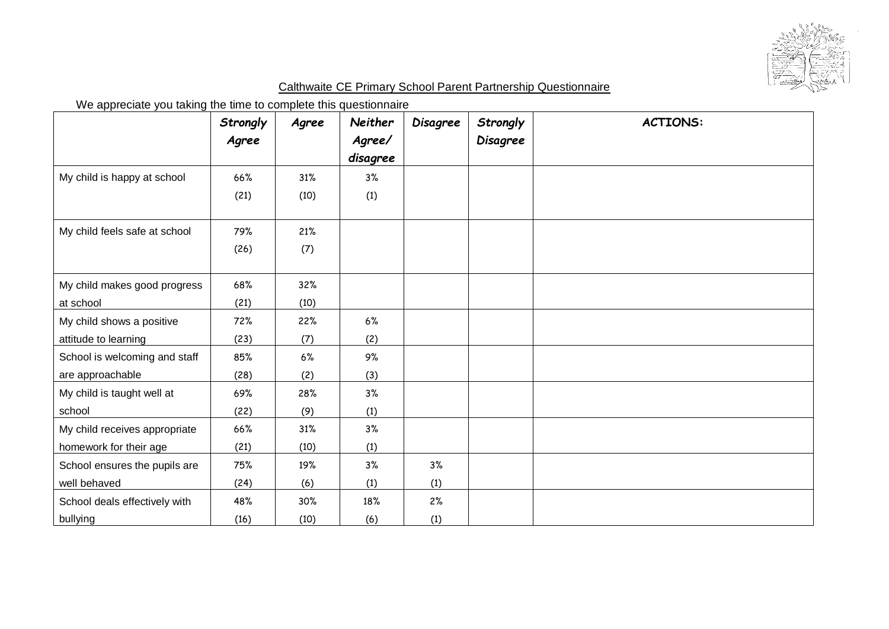## Calthwaite CE Primary School Parent Partnership Questionnaire

We appreciate you taking the time to complete this questionnaire

| | *Strongly Agree* | *Agree* | *Neither Agree/ disagree* | *Disagree* | *Strongly Disagree* | **ACTIONS:** |
|---|---|---|---|---|---|---|
| My child is happy at school | 66% (21) | 31% (10) | 3% (1) | | | |
| My child feels safe at school | 79% (26) | 21% (7) | | | | |
| My child makes good progress at school | 68% (21) | 32% (10) | | | | |
| My child shows a positive attitude to learning | 72% (23) | 22% (7) | 6% (2) | | | |
| School is welcoming and staff are approachable | 85% (28) | 6% (2) | 9% (3) | | | |
| My child is taught well at school | 69% (22) | 28% (9) | 3% (1) | | | |
| My child receives appropriate homework for their age | 66% (21) | 31% (10) | 3% (1) | | | |
| School ensures the pupils are well behaved | 75% (24) | 19% (6) | 3% (1) | 3% (1) | | |
| School deals effectively with bullying | 48% (16) | 30% (10) | 18% (6) | 2% (1) | | |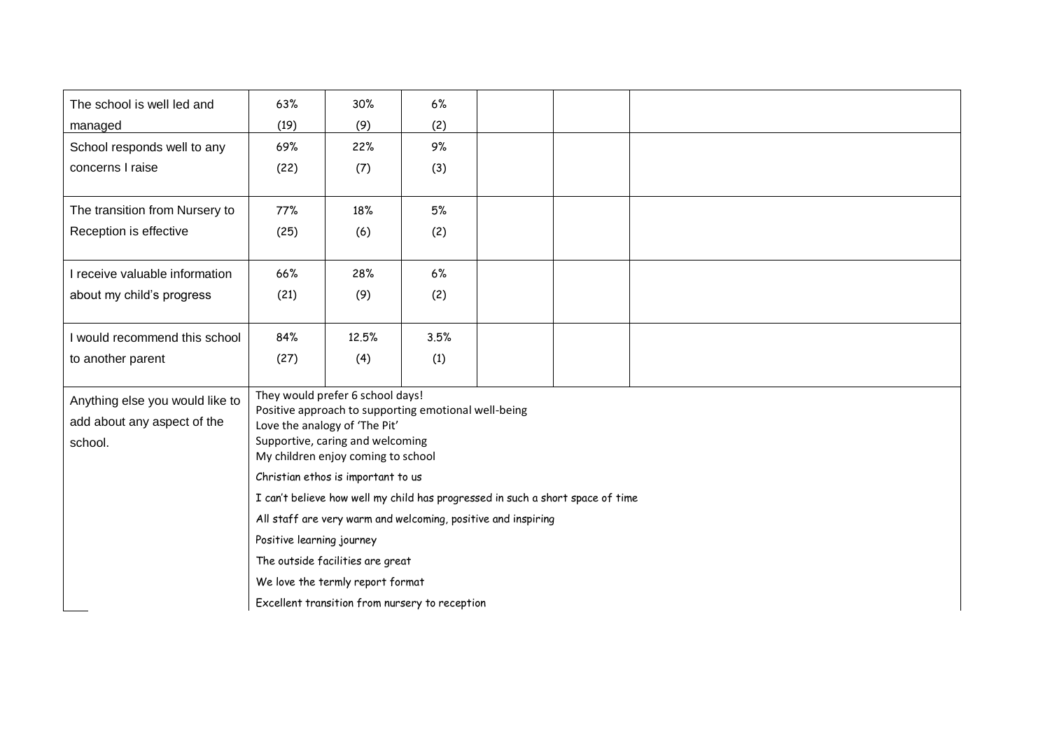| | | | | | | |
|---|---|---|---|---|---|---|
| The school is well led and managed | 63% (19) | 30% (9) | 6% (2) | | | |
| School responds well to any concerns I raise | 69% (22) | 22% (7) | 9% (3) | | | |
| The transition from Nursery to Reception is effective | 77% (25) | 18% (6) | 5% (2) | | | |
| I receive valuable information about my child's progress | 66% (21) | 28% (9) | 6% (2) | | | |
| I would recommend this school to another parent | 84% (27) | 12.5% (4) | 3.5% (1) | | | |
| Anything else you would like to add about any aspect of the school. | They would prefer 6 school days!<br>Positive approach to supporting emotional well-being<br>Love the analogy of 'The Pit'<br>Supportive, caring and welcoming<br>My children enjoy coming to school<br>Christian ethos is important to us<br>I can't believe how well my child has progressed in such a short space of time<br>All staff are very warm and welcoming, positive and inspiring<br>Positive learning journey<br>The outside facilities are great<br>We love the termly report format<br>Excellent transition from nursery to reception | | | | | |